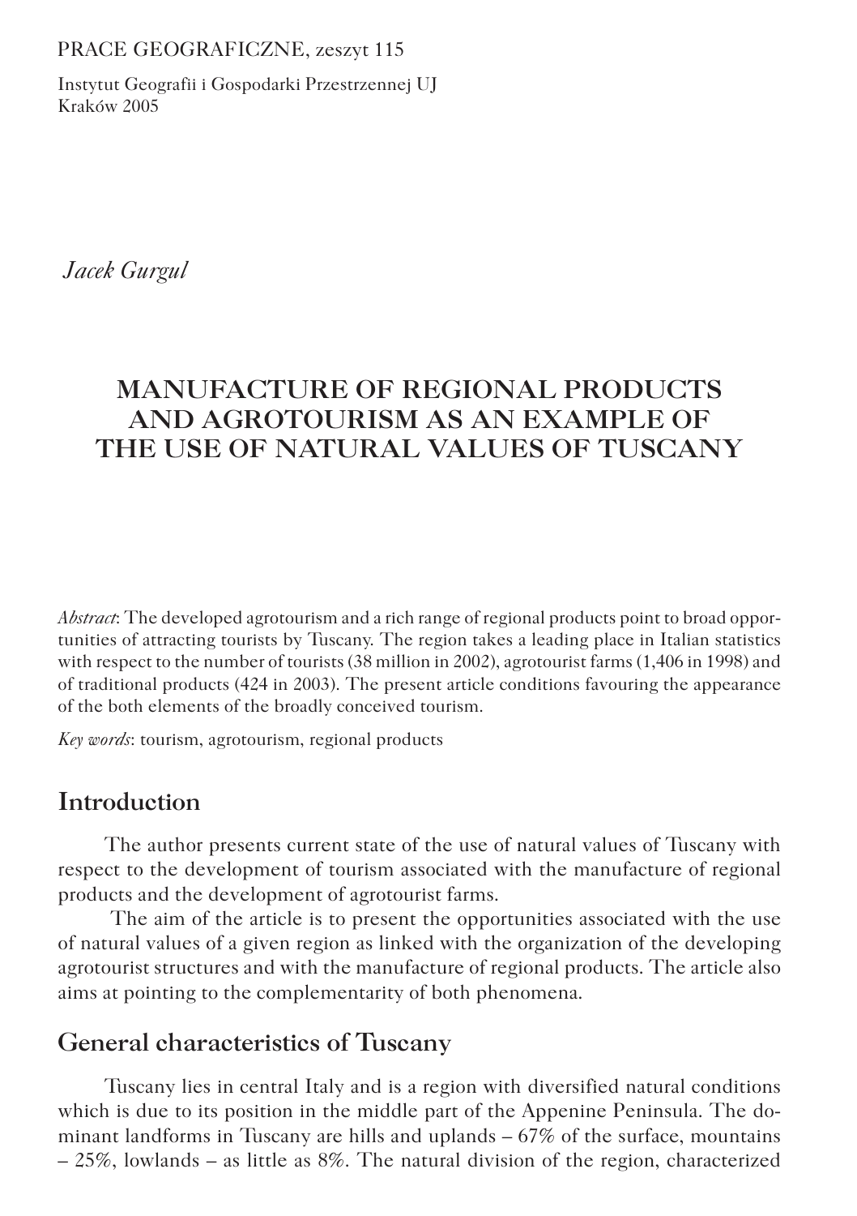PRACE GEOGRAFICZNE, zeszyt 115

Instytut Geografii i Gospodarki Przestrzennej UJ
Kraków 2005

*Jacek Gurgul*

# MANUFACTURE OF REGIONAL PRODUCTS AND AGROTOURISM AS AN EXAMPLE OF THE USE OF NATURAL VALUES OF TUSCANY

*Abstract*: The developed agrotourism and a rich range of regional products point to broad opportunities of attracting tourists by Tuscany. The region takes a leading place in Italian statistics with respect to the number of tourists (38 million in 2002), agrotourist farms (1,406 in 1998) and of traditional products (424 in 2003). The present article conditions favouring the appearance of the both elements of the broadly conceived tourism.

*Key words*: tourism, agrotourism, regional products

## Introduction

The author presents current state of the use of natural values of Tuscany with respect to the development of tourism associated with the manufacture of regional products and the development of agrotourist farms.

The aim of the article is to present the opportunities associated with the use of natural values of a given region as linked with the organization of the developing agrotourist structures and with the manufacture of regional products. The article also aims at pointing to the complementarity of both phenomena.

## General characteristics of Tuscany

Tuscany lies in central Italy and is a region with diversified natural conditions which is due to its position in the middle part of the Appenine Peninsula. The dominant landforms in Tuscany are hills and uplands – 67% of the surface, mountains – 25%, lowlands – as little as 8%. The natural division of the region, characterized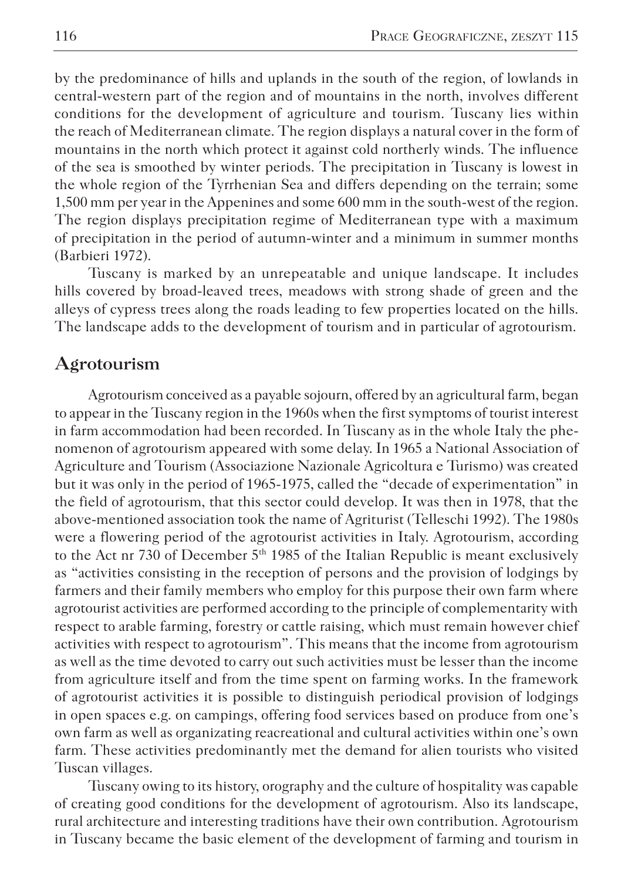by the predominance of hills and uplands in the south of the region, of lowlands in central-western part of the region and of mountains in the north, involves different conditions for the development of agriculture and tourism. Tuscany lies within the reach of Mediterranean climate. The region displays a natural cover in the form of mountains in the north which protect it against cold northerly winds. The influence of the sea is smoothed by winter periods. The precipitation in Tuscany is lowest in the whole region of the Tyrrhenian Sea and differs depending on the terrain; some 1,500 mm per year in the Appenines and some 600 mm in the south-west of the region. The region displays precipitation regime of Mediterranean type with a maximum of precipitation in the period of autumn-winter and a minimum in summer months (Barbieri 1972).

Tuscany is marked by an unrepeatable and unique landscape. It includes hills covered by broad-leaved trees, meadows with strong shade of green and the alleys of cypress trees along the roads leading to few properties located on the hills. The landscape adds to the development of tourism and in particular of agrotourism.

## Agrotourism

Agrotourism conceived as a payable sojourn, offered by an agricultural farm, began to appear in the Tuscany region in the 1960s when the first symptoms of tourist interest in farm accommodation had been recorded. In Tuscany as in the whole Italy the phenomenon of agrotourism appeared with some delay. In 1965 a National Association of Agriculture and Tourism (Associazione Nazionale Agricoltura e Turismo) was created but it was only in the period of 1965-1975, called the "decade of experimentation" in the field of agrotourism, that this sector could develop. It was then in 1978, that the above-mentioned association took the name of Agriturist (Telleschi 1992). The 1980s were a flowering period of the agrotourist activities in Italy. Agrotourism, according to the Act nr 730 of December 5th 1985 of the Italian Republic is meant exclusively as "activities consisting in the reception of persons and the provision of lodgings by farmers and their family members who employ for this purpose their own farm where agrotourist activities are performed according to the principle of complementarity with respect to arable farming, forestry or cattle raising, which must remain however chief activities with respect to agrotourism". This means that the income from agrotourism as well as the time devoted to carry out such activities must be lesser than the income from agriculture itself and from the time spent on farming works. In the framework of agrotourist activities it is possible to distinguish periodical provision of lodgings in open spaces e.g. on campings, offering food services based on produce from one's own farm as well as organizating reacreational and cultural activities within one's own farm. These activities predominantly met the demand for alien tourists who visited Tuscan villages.

Tuscany owing to its history, orography and the culture of hospitality was capable of creating good conditions for the development of agrotourism. Also its landscape, rural architecture and interesting traditions have their own contribution. Agrotourism in Tuscany became the basic element of the development of farming and tourism in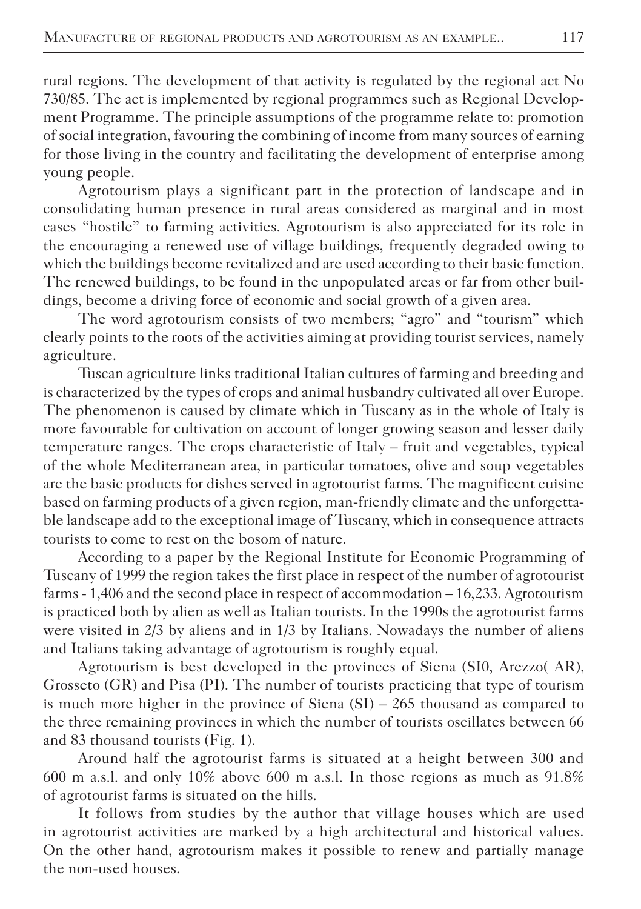rural regions. The development of that activity is regulated by the regional act No 730/85. The act is implemented by regional programmes such as Regional Development Programme. The principle assumptions of the programme relate to: promotion of social integration, favouring the combining of income from many sources of earning for those living in the country and facilitating the development of enterprise among young people.

Agrotourism plays a significant part in the protection of landscape and in consolidating human presence in rural areas considered as marginal and in most cases "hostile" to farming activities. Agrotourism is also appreciated for its role in the encouraging a renewed use of village buildings, frequently degraded owing to which the buildings become revitalized and are used according to their basic function. The renewed buildings, to be found in the unpopulated areas or far from other buildings, become a driving force of economic and social growth of a given area.

The word agrotourism consists of two members; "agro" and "tourism" which clearly points to the roots of the activities aiming at providing tourist services, namely agriculture.

Tuscan agriculture links traditional Italian cultures of farming and breeding and is characterized by the types of crops and animal husbandry cultivated all over Europe. The phenomenon is caused by climate which in Tuscany as in the whole of Italy is more favourable for cultivation on account of longer growing season and lesser daily temperature ranges. The crops characteristic of Italy – fruit and vegetables, typical of the whole Mediterranean area, in particular tomatoes, olive and soup vegetables are the basic products for dishes served in agrotourist farms. The magnificent cuisine based on farming products of a given region, man-friendly climate and the unforgettable landscape add to the exceptional image of Tuscany, which in consequence attracts tourists to come to rest on the bosom of nature.

According to a paper by the Regional Institute for Economic Programming of Tuscany of 1999 the region takes the first place in respect of the number of agrotourist farms - 1,406 and the second place in respect of accommodation – 16,233. Agrotourism is practiced both by alien as well as Italian tourists. In the 1990s the agrotourist farms were visited in 2/3 by aliens and in 1/3 by Italians. Nowadays the number of aliens and Italians taking advantage of agrotourism is roughly equal.

Agrotourism is best developed in the provinces of Siena (SI0, Arezzo( AR), Grosseto (GR) and Pisa (PI). The number of tourists practicing that type of tourism is much more higher in the province of Siena (SI) – 265 thousand as compared to the three remaining provinces in which the number of tourists oscillates between 66 and 83 thousand tourists (Fig. 1).

Around half the agrotourist farms is situated at a height between 300 and 600 m a.s.l. and only 10% above 600 m a.s.l. In those regions as much as 91.8% of agrotourist farms is situated on the hills.

It follows from studies by the author that village houses which are used in agrotourist activities are marked by a high architectural and historical values. On the other hand, agrotourism makes it possible to renew and partially manage the non-used houses.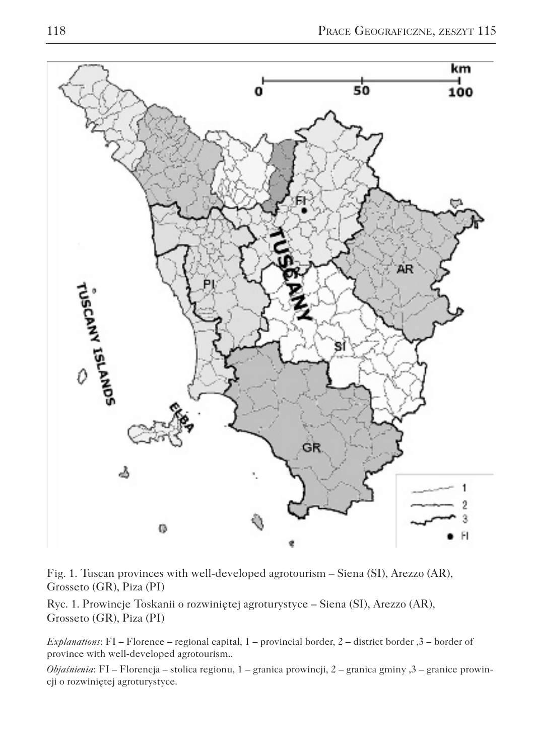Fig. 1. Tuscan provinces with well-developed agrotourism – Siena (SI), Arezzo (AR), Grosseto (GR), Piza (PI)

Ryc. 1. Prowincje Toskanii o rozwiniętej agroturystyce – Siena (SI), Arezzo (AR), Grosseto (GR), Piza (PI)

*Explanations*: FI – Florence – regional capital, 1 – provincial border, *2* – district border ,3 – border of province with well-developed agrotourism..

*Objaśnienia*: FI – Florencja – stolica regionu, 1 – granica prowincji, *2* – granica gminy ,3 – granice prowincji o rozwiniętej agroturystyce.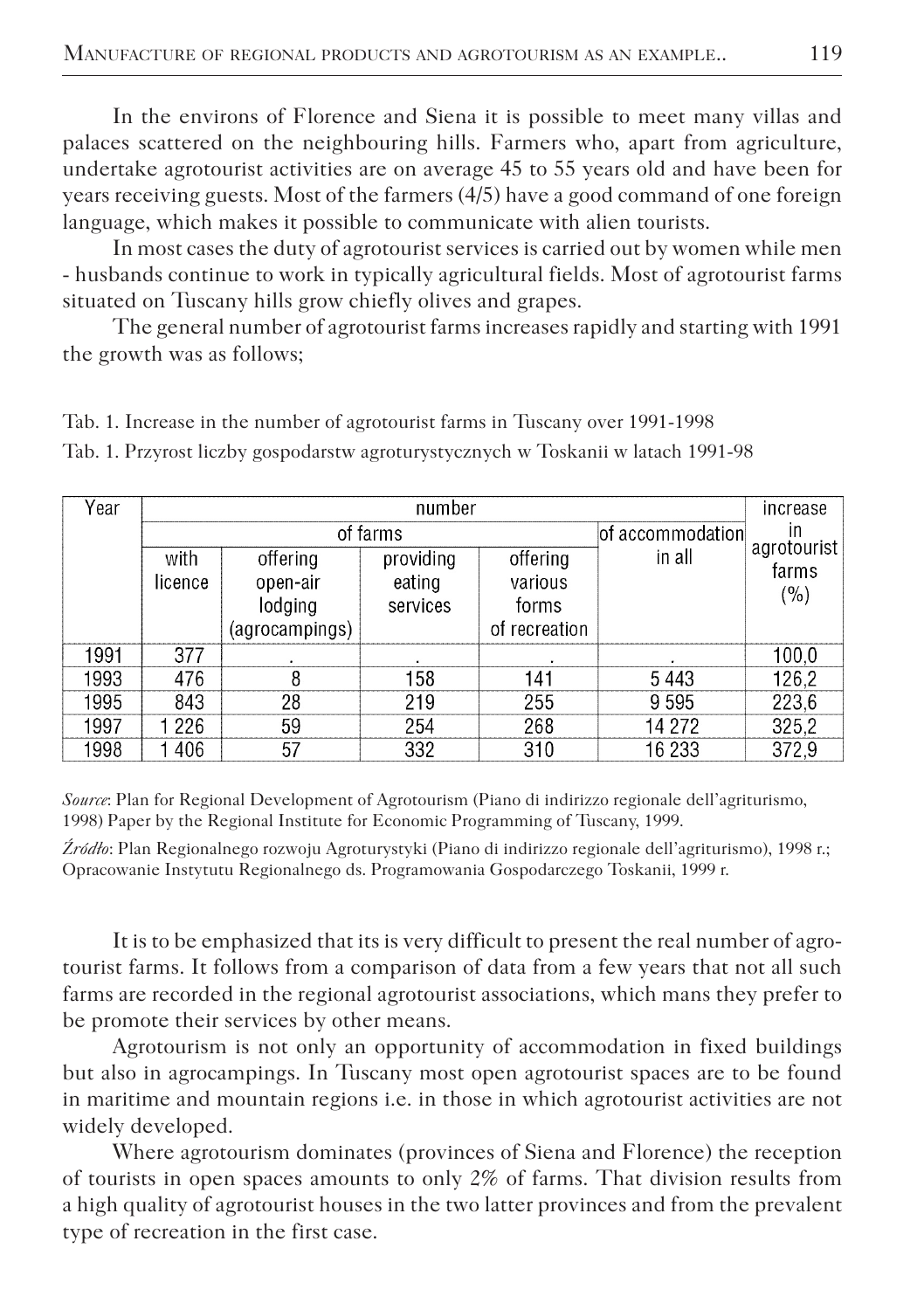In the environs of Florence and Siena it is possible to meet many villas and palaces scattered on the neighbouring hills. Farmers who, apart from agriculture, undertake agrotourist activities are on average 45 to 55 years old and have been for years receiving guests. Most of the farmers (4/5) have a good command of one foreign language, which makes it possible to communicate with alien tourists.

In most cases the duty of agrotourist services is carried out by women while men - husbands continue to work in typically agricultural fields. Most of agrotourist farms situated on Tuscany hills grow chiefly olives and grapes.

The general number of agrotourist farms increases rapidly and starting with 1991 the growth was as follows;

Tab. 1. Increase in the number of agrotourist farms in Tuscany over 1991-1998

Tab. 1. Przyrost liczby gospodarstw agroturystycznych w Toskanii w latach 1991-98

| Year | number | | | | | increase in agrotourist farms (%) |
|---|---|---|---|---|---|---|
| | of farms | | | | of accommodation in all | |
| | with licence | offering open-air lodging (agrocampings) | providing eating services | offering various forms of recreation | | |
| 1991 | 377 | . | . | . | . | 100,0 |
| 1993 | 476 | 8 | 158 | 141 | 5 443 | 126,2 |
| 1995 | 843 | 28 | 219 | 255 | 9 595 | 223,6 |
| 1997 | 1 226 | 59 | 254 | 268 | 14 272 | 325,2 |
| 1998 | 1 406 | 57 | 332 | 310 | 16 233 | 372,9 |

*Source*: Plan for Regional Development of Agrotourism (Piano di indirizzo regionale dell'agriturismo, 1998) Paper by the Regional Institute for Economic Programming of Tuscany, 1999.

*Źródło*: Plan Regionalnego rozwoju Agroturystyki (Piano di indirizzo regionale dell'agriturismo), 1998 r.; Opracowanie Instytutu Regionalnego ds. Programowania Gospodarczego Toskanii, 1999 r.

It is to be emphasized that its is very difficult to present the real number of agrotourist farms. It follows from a comparison of data from a few years that not all such farms are recorded in the regional agrotourist associations, which mans they prefer to be promote their services by other means.

Agrotourism is not only an opportunity of accommodation in fixed buildings but also in agrocampings. In Tuscany most open agrotourist spaces are to be found in maritime and mountain regions i.e. in those in which agrotourist activities are not widely developed.

Where agrotourism dominates (provinces of Siena and Florence) the reception of tourists in open spaces amounts to only 2% of farms. That division results from a high quality of agrotourist houses in the two latter provinces and from the prevalent type of recreation in the first case.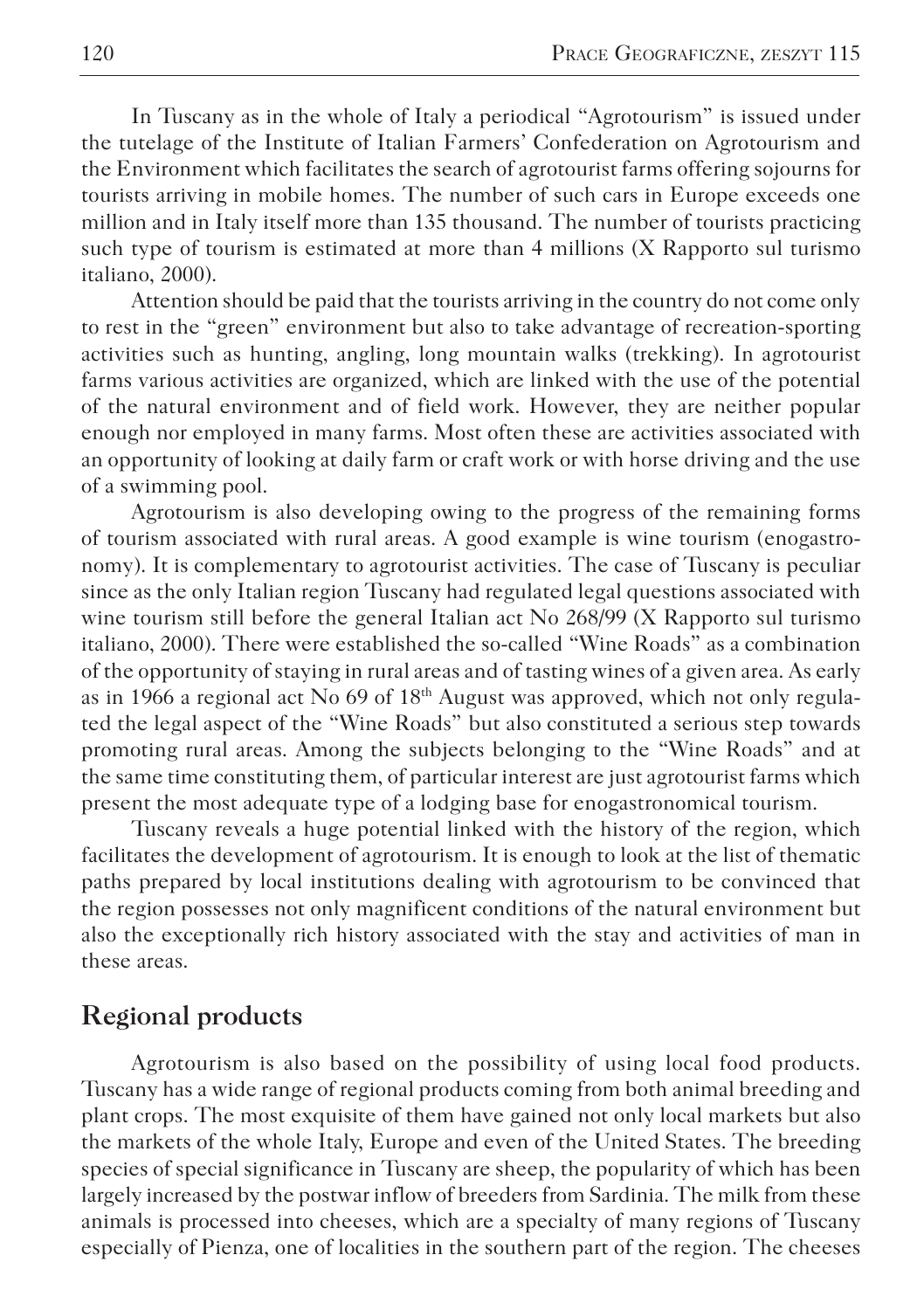In Tuscany as in the whole of Italy a periodical "Agrotourism" is issued under the tutelage of the Institute of Italian Farmers' Confederation on Agrotourism and the Environment which facilitates the search of agrotourist farms offering sojourns for tourists arriving in mobile homes. The number of such cars in Europe exceeds one million and in Italy itself more than 135 thousand. The number of tourists practicing such type of tourism is estimated at more than 4 millions (X Rapporto sul turismo italiano, 2000).

Attention should be paid that the tourists arriving in the country do not come only to rest in the "green" environment but also to take advantage of recreation-sporting activities such as hunting, angling, long mountain walks (trekking). In agrotourist farms various activities are organized, which are linked with the use of the potential of the natural environment and of field work. However, they are neither popular enough nor employed in many farms. Most often these are activities associated with an opportunity of looking at daily farm or craft work or with horse driving and the use of a swimming pool.

Agrotourism is also developing owing to the progress of the remaining forms of tourism associated with rural areas. A good example is wine tourism (enogastronomy). It is complementary to agrotourist activities. The case of Tuscany is peculiar since as the only Italian region Tuscany had regulated legal questions associated with wine tourism still before the general Italian act No 268/99 (X Rapporto sul turismo italiano, 2000). There were established the so-called "Wine Roads" as a combination of the opportunity of staying in rural areas and of tasting wines of a given area. As early as in 1966 a regional act No 69 of 18th August was approved, which not only regulated the legal aspect of the "Wine Roads" but also constituted a serious step towards promoting rural areas. Among the subjects belonging to the "Wine Roads" and at the same time constituting them, of particular interest are just agrotourist farms which present the most adequate type of a lodging base for enogastronomical tourism.

Tuscany reveals a huge potential linked with the history of the region, which facilitates the development of agrotourism. It is enough to look at the list of thematic paths prepared by local institutions dealing with agrotourism to be convinced that the region possesses not only magnificent conditions of the natural environment but also the exceptionally rich history associated with the stay and activities of man in these areas.

## Regional products

Agrotourism is also based on the possibility of using local food products. Tuscany has a wide range of regional products coming from both animal breeding and plant crops. The most exquisite of them have gained not only local markets but also the markets of the whole Italy, Europe and even of the United States. The breeding species of special significance in Tuscany are sheep, the popularity of which has been largely increased by the postwar inflow of breeders from Sardinia. The milk from these animals is processed into cheeses, which are a specialty of many regions of Tuscany especially of Pienza, one of localities in the southern part of the region. The cheeses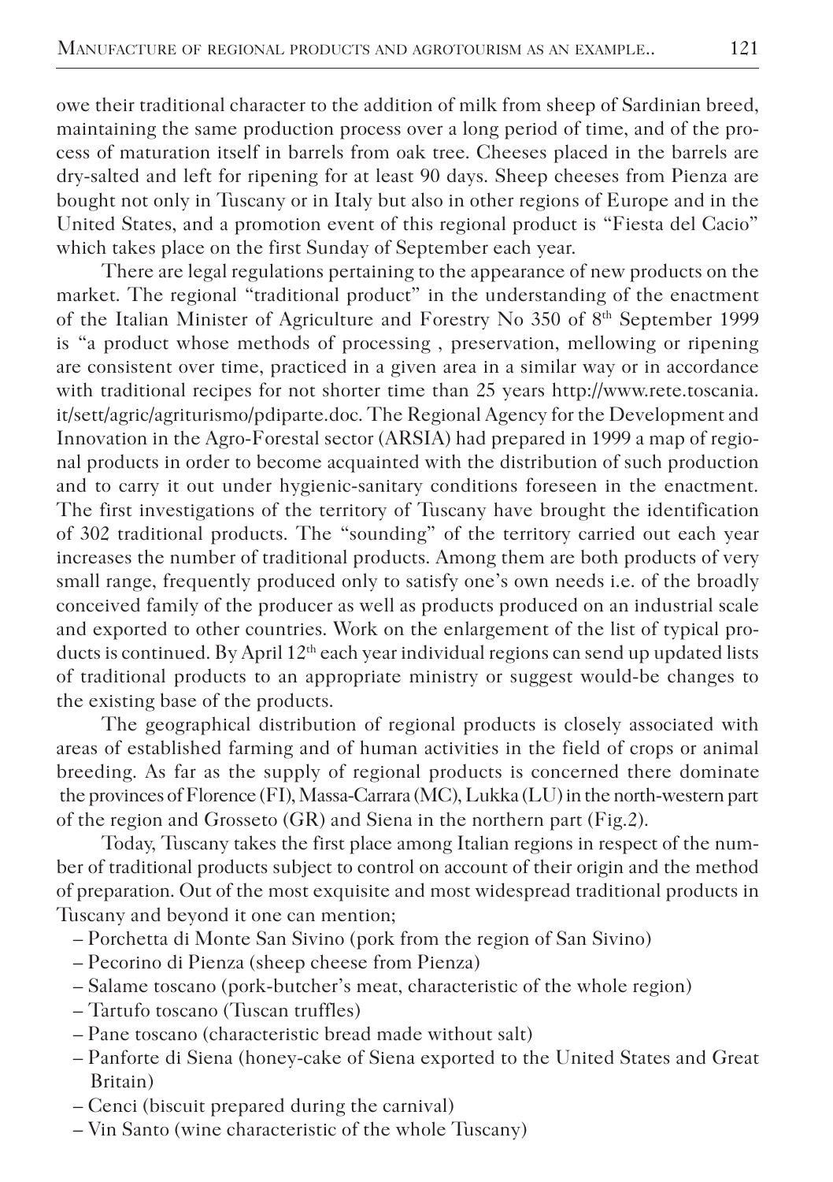owe their traditional character to the addition of milk from sheep of Sardinian breed, maintaining the same production process over a long period of time, and of the process of maturation itself in barrels from oak tree. Cheeses placed in the barrels are dry-salted and left for ripening for at least 90 days. Sheep cheeses from Pienza are bought not only in Tuscany or in Italy but also in other regions of Europe and in the United States, and a promotion event of this regional product is "Fiesta del Cacio" which takes place on the first Sunday of September each year.

There are legal regulations pertaining to the appearance of new products on the market. The regional "traditional product" in the understanding of the enactment of the Italian Minister of Agriculture and Forestry No 350 of 8th September 1999 is "a product whose methods of processing , preservation, mellowing or ripening are consistent over time, practiced in a given area in a similar way or in accordance with traditional recipes for not shorter time than 25 years http://www.rete.toscania.it/sett/agric/agriturismo/pdiparte.doc. The Regional Agency for the Development and Innovation in the Agro-Forestal sector (ARSIA) had prepared in 1999 a map of regional products in order to become acquainted with the distribution of such production and to carry it out under hygienic-sanitary conditions foreseen in the enactment. The first investigations of the territory of Tuscany have brought the identification of 302 traditional products. The "sounding" of the territory carried out each year increases the number of traditional products. Among them are both products of very small range, frequently produced only to satisfy one's own needs i.e. of the broadly conceived family of the producer as well as products produced on an industrial scale and exported to other countries. Work on the enlargement of the list of typical products is continued. By April 12th each year individual regions can send up updated lists of traditional products to an appropriate ministry or suggest would-be changes to the existing base of the products.

The geographical distribution of regional products is closely associated with areas of established farming and of human activities in the field of crops or animal breeding. As far as the supply of regional products is concerned there dominate the provinces of Florence (FI), Massa-Carrara (MC), Lukka (LU) in the north-western part of the region and Grosseto (GR) and Siena in the northern part (Fig.2).

Today, Tuscany takes the first place among Italian regions in respect of the number of traditional products subject to control on account of their origin and the method of preparation. Out of the most exquisite and most widespread traditional products in Tuscany and beyond it one can mention;

– Porchetta di Monte San Sivino (pork from the region of San Sivino)
– Pecorino di Pienza (sheep cheese from Pienza)
– Salame toscano (pork-butcher's meat, characteristic of the whole region)
– Tartufo toscano (Tuscan truffles)
– Pane toscano (characteristic bread made without salt)
– Panforte di Siena (honey-cake of Siena exported to the United States and Great Britain)
– Cenci (biscuit prepared during the carnival)
– Vin Santo (wine characteristic of the whole Tuscany)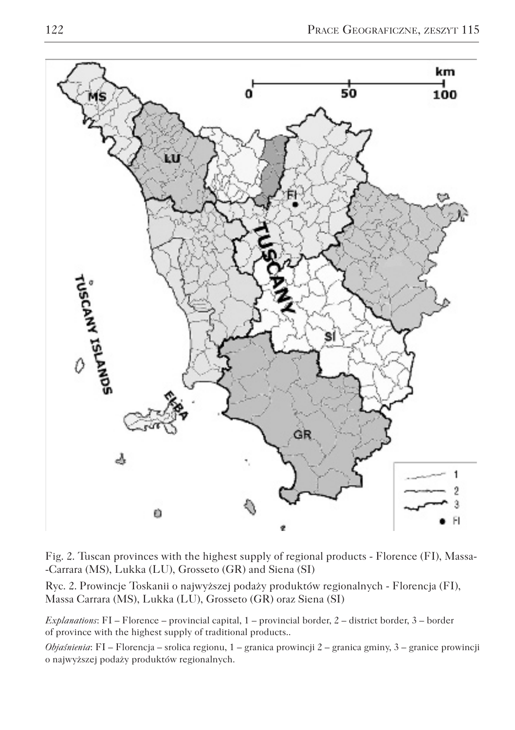Fig. 2. Tuscan provinces with the highest supply of regional products - Florence (FI), Massa--Carrara (MS), Lukka (LU), Grosseto (GR) and Siena (SI)

Ryc. 2. Prowincje Toskanii o najwyższej podaży produktów regionalnych - Florencja (FI), Massa Carrara (MS), Lukka (LU), Grosseto (GR) oraz Siena (SI)

*Explanations*: FI – Florence – provincial capital, 1 – provincial border, 2 – district border, 3 – border of province with the highest supply of traditional products..

*Objaśnienia*: FI – Florencja – srolica regionu, 1 – granica prowincji 2 – granica gminy, 3 – granice prowincji o najwyższej podaży produktów regionalnych.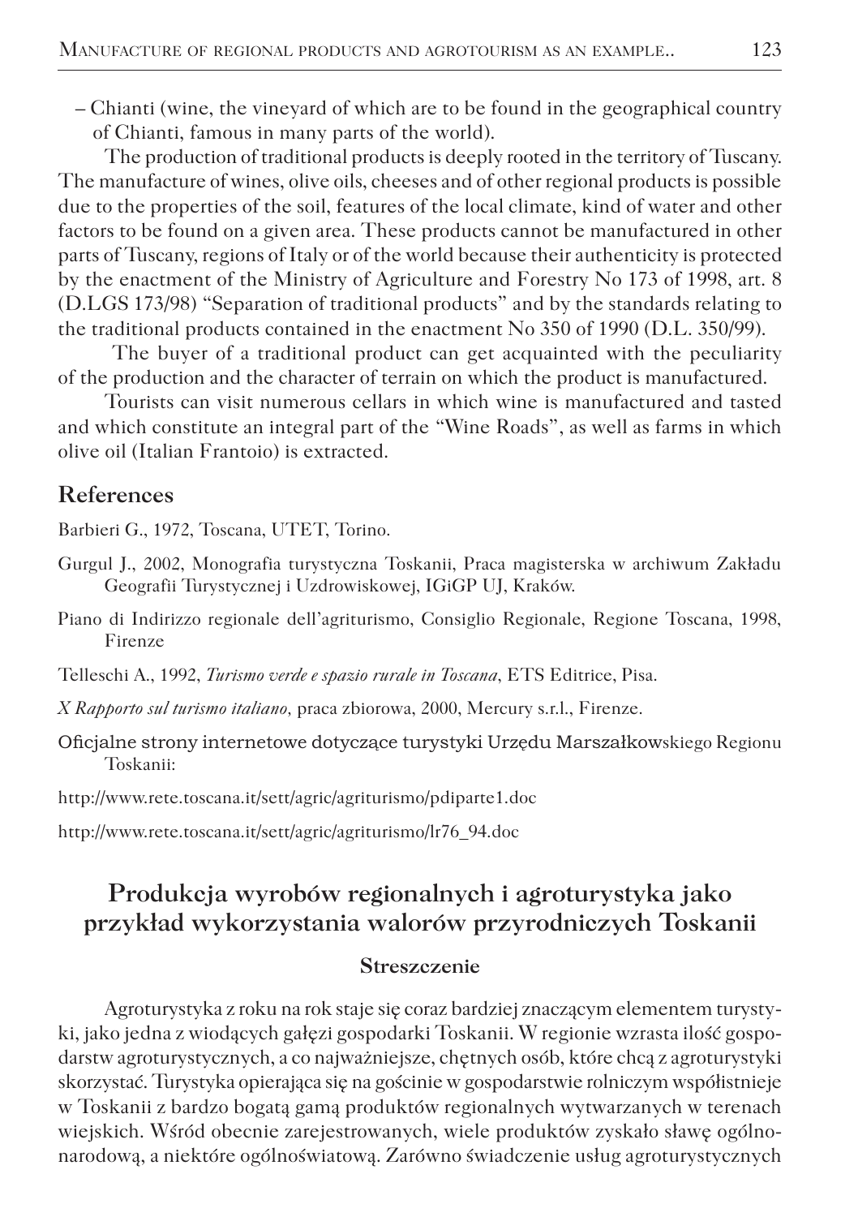– Chianti (wine, the vineyard of which are to be found in the geographical country of Chianti, famous in many parts of the world).

The production of traditional products is deeply rooted in the territory of Tuscany. The manufacture of wines, olive oils, cheeses and of other regional products is possible due to the properties of the soil, features of the local climate, kind of water and other factors to be found on a given area. These products cannot be manufactured in other parts of Tuscany, regions of Italy or of the world because their authenticity is protected by the enactment of the Ministry of Agriculture and Forestry No 173 of 1998, art. 8 (D.LGS 173/98) "Separation of traditional products" and by the standards relating to the traditional products contained in the enactment No 350 of 1990 (D.L. 350/99).

The buyer of a traditional product can get acquainted with the peculiarity of the production and the character of terrain on which the product is manufactured.

Tourists can visit numerous cellars in which wine is manufactured and tasted and which constitute an integral part of the "Wine Roads", as well as farms in which olive oil (Italian Frantoio) is extracted.

## References

Barbieri G., 1972, Toscana, UTET, Torino.

Gurgul J., 2002, Monografia turystyczna Toskanii, Praca magisterska w archiwum Zakładu Geografii Turystycznej i Uzdrowiskowej, IGiGP UJ, Kraków.

Piano di Indirizzo regionale dell'agriturismo, Consiglio Regionale, Regione Toscana, 1998, Firenze

Telleschi A., 1992, *Turismo verde e spazio rurale in Toscana*, ETS Editrice, Pisa.

*X Rapporto sul turismo italiano,* praca zbiorowa, 2000, Mercury s.r.l., Firenze.

Oficjalne strony internetowe dotyczące turystyki Urzędu Marszałkowskiego Regionu Toskanii:

http://www.rete.toscana.it/sett/agric/agriturismo/pdiparte1.doc

http://www.rete.toscana.it/sett/agric/agriturismo/lr76_94.doc

# Produkcja wyrobów regionalnych i agroturystyka jako przykład wykorzystania walorów przyrodniczych Toskanii

### Streszczenie

Agroturystyka z roku na rok staje się coraz bardziej znaczącym elementem turystyki, jako jedna z wiodących gałęzi gospodarki Toskanii. W regionie wzrasta ilość gospodarstw agroturystycznych, a co najważniejsze, chętnych osób, które chcą z agroturystyki skorzystać. Turystyka opierająca się na gościnie w gospodarstwie rolniczym współistnieje w Toskanii z bardzo bogatą gamą produktów regionalnych wytwarzanych w terenach wiejskich. Wśród obecnie zarejestrowanych, wiele produktów zyskało sławę ogólnonarodową, a niektóre ogólnoświatową. Zarówno świadczenie usług agroturystycznych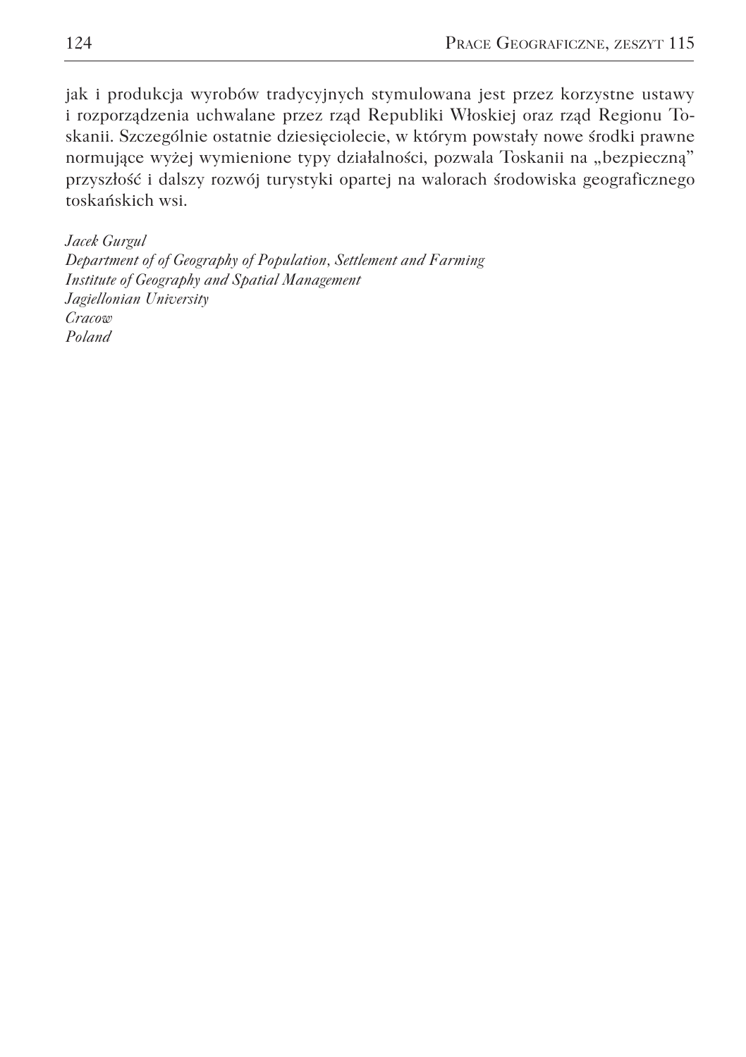jak i produkcja wyrobów tradycyjnych stymulowana jest przez korzystne ustawy i rozporządzenia uchwalane przez rząd Republiki Włoskiej oraz rząd Regionu Toskanii. Szczególnie ostatnie dziesięciolecie, w którym powstały nowe środki prawne normujące wyżej wymienione typy działalności, pozwala Toskanii na „bezpieczną" przyszłość i dalszy rozwój turystyki opartej na walorach środowiska geograficznego toskańskich wsi.

*Jacek Gurgul*
*Department of of Geography of Population, Settlement and Farming*
*Institute of Geography and Spatial Management*
*Jagiellonian University*
*Cracow*
*Poland*